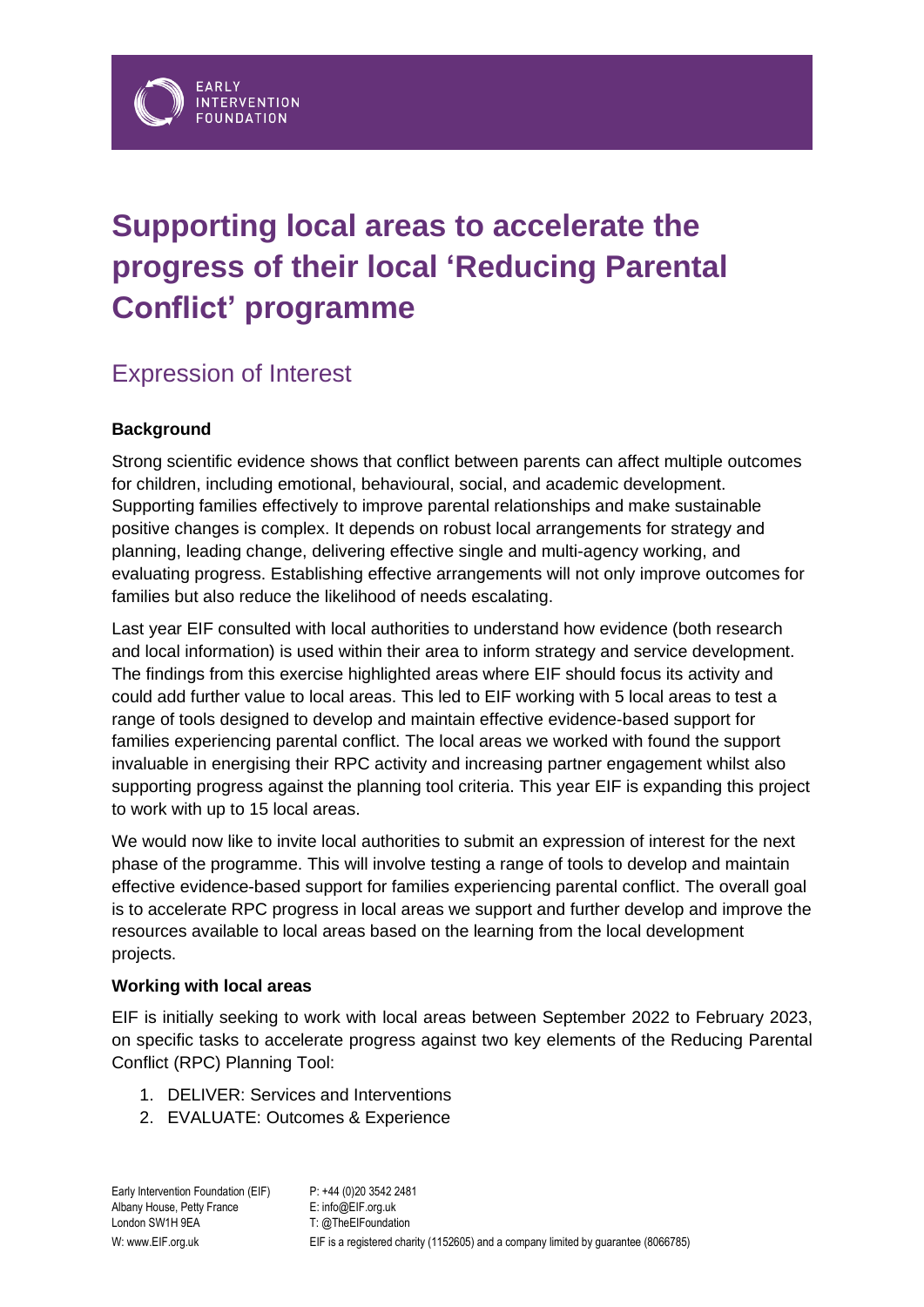# Supporting local areas to accelerate the progress of their local 'Reducing Parental Conflict' programme

## Expression of Interest

**Background**

Strong scientific evidence shows that conflict between parents can affect multiple outcomes for children, including emotional, behavioural, social, and academic development. Supporting families effectively to improve parental relationships and make sustainable positive changes is complex. It depends on robust local arrangements for strategy and planning, leading change, delivering effective single and multi-agency working, and evaluating progress. Establishing effective arrangements will not only improve outcomes for families but also reduce the likelihood of needs escalating.

Last year EIF consulted with local authorities to understand how evidence (both research and local information) is used within their area to inform strategy and service development. The findings from this exercise highlighted areas where EIF should focus its activity and could add further value to local areas. This led to EIF working with 5 local areas to test a range of tools designed to develop and maintain effective evidence-based support for families experiencing parental conflict. The local areas we worked with found the support invaluable in energising their RPC activity and increasing partner engagement whilst also supporting progress against the planning tool criteria. This year EIF is expanding this project to work with up to 15 local areas.

We would now like to invite local authorities to submit an expression of interest for the next phase of the programme. This will involve testing a range of tools to develop and maintain effective evidence-based support for families experiencing parental conflict. The overall goal is to accelerate RPC progress in local areas we support and further develop and improve the resources available to local areas based on the learning from the local development projects.

**Working with local areas**

EIF is initially seeking to work with local areas between September 2022 to February 2023, on specific tasks to accelerate progress against two key elements of the Reducing Parental Conflict (RPC) Planning Tool:

1. DELIVER: Services and Interventions
2. EVALUATE: Outcomes & Experience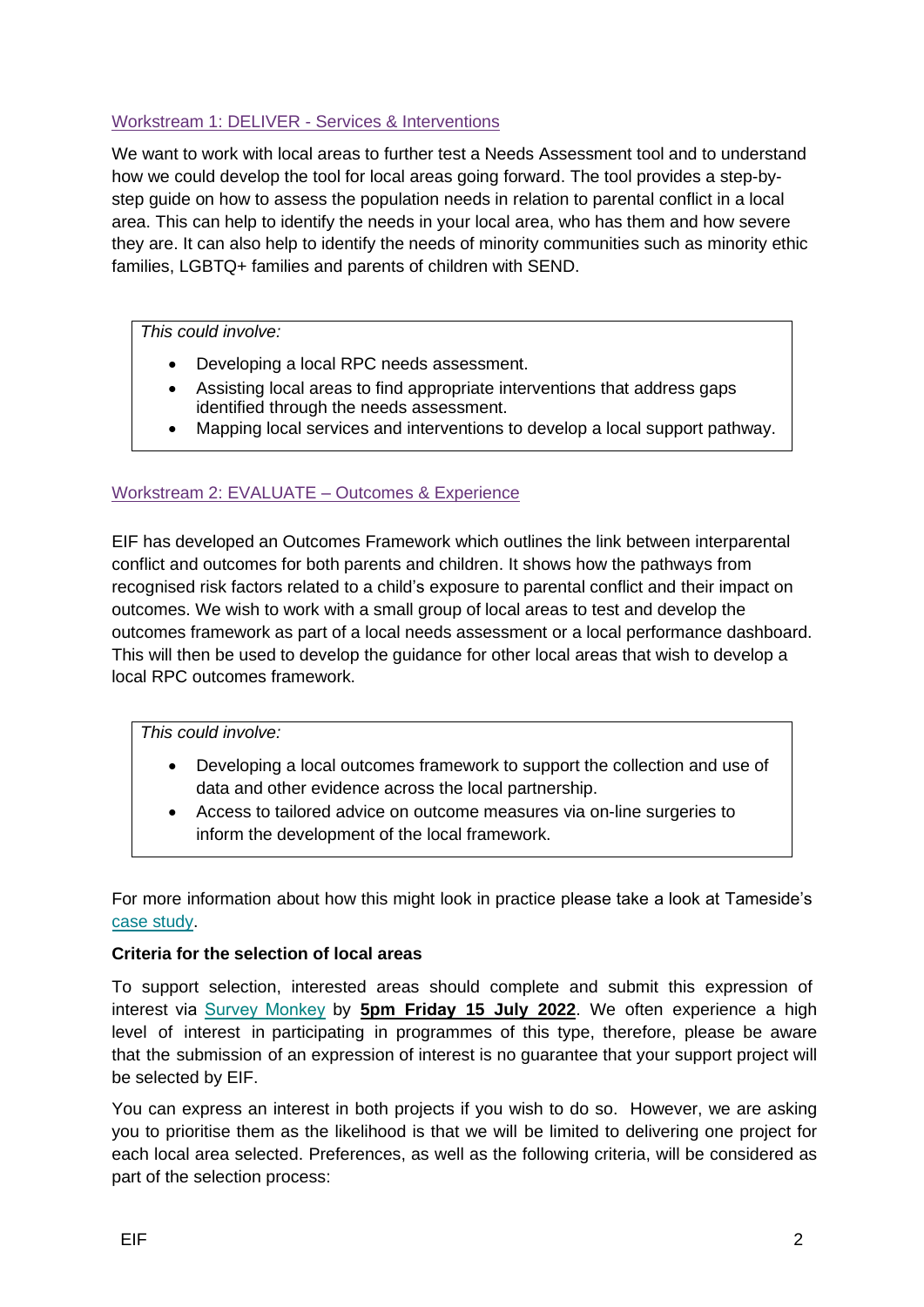### Workstream 1: DELIVER - Services & Interventions

We want to work with local areas to further test a Needs Assessment tool and to understand how we could develop the tool for local areas going forward. The tool provides a step-by-step guide on how to assess the population needs in relation to parental conflict in a local area. This can help to identify the needs in your local area, who has them and how severe they are. It can also help to identify the needs of minority communities such as minority ethic families, LGBTQ+ families and parents of children with SEND.

> *This could involve:*
>
> - Developing a local RPC needs assessment.
> - Assisting local areas to find appropriate interventions that address gaps identified through the needs assessment.
> - Mapping local services and interventions to develop a local support pathway.

### Workstream 2: EVALUATE – Outcomes & Experience

EIF has developed an Outcomes Framework which outlines the link between interparental conflict and outcomes for both parents and children. It shows how the pathways from recognised risk factors related to a child's exposure to parental conflict and their impact on outcomes. We wish to work with a small group of local areas to test and develop the outcomes framework as part of a local needs assessment or a local performance dashboard. This will then be used to develop the guidance for other local areas that wish to develop a local RPC outcomes framework.

> *This could involve:*
>
> - Developing a local outcomes framework to support the collection and use of data and other evidence across the local partnership.
> - Access to tailored advice on outcome measures via on-line surgeries to inform the development of the local framework.

For more information about how this might look in practice please take a look at Tameside's case study.

**Criteria for the selection of local areas**

To support selection, interested areas should complete and submit this expression of interest via Survey Monkey by **5pm Friday 15 July 2022**. We often experience a high level of interest in participating in programmes of this type, therefore, please be aware that the submission of an expression of interest is no guarantee that your support project will be selected by EIF.

You can express an interest in both projects if you wish to do so. However, we are asking you to prioritise them as the likelihood is that we will be limited to delivering one project for each local area selected. Preferences, as well as the following criteria, will be considered as part of the selection process: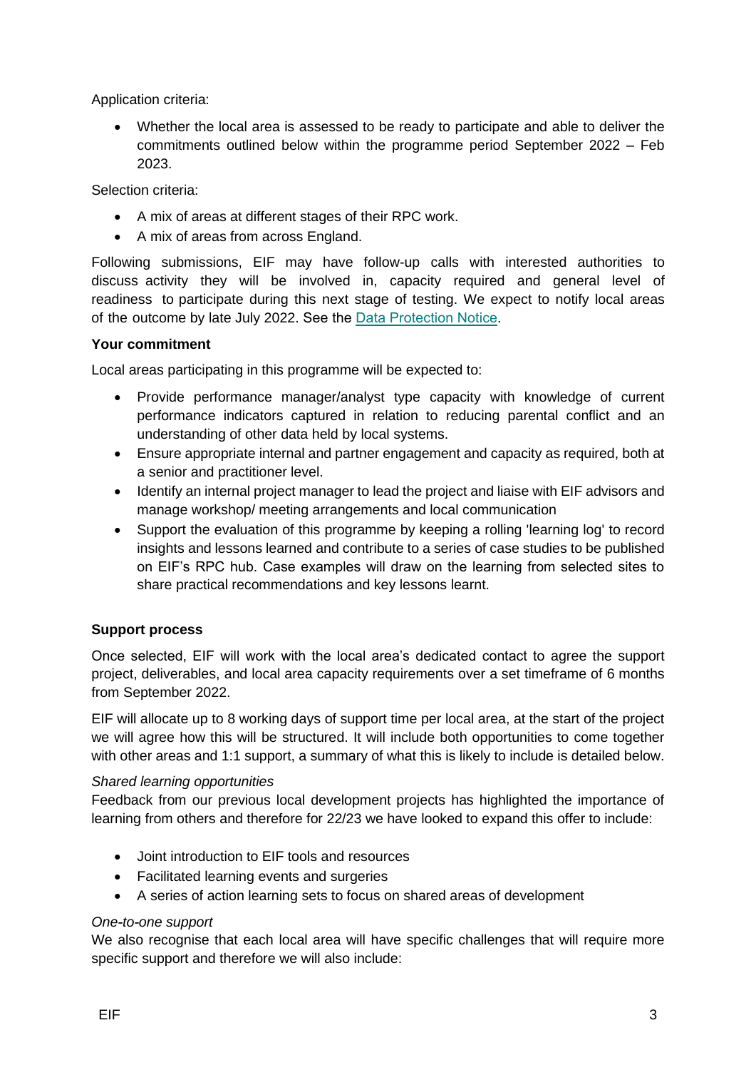Application criteria:

- Whether the local area is assessed to be ready to participate and able to deliver the commitments outlined below within the programme period September 2022 – Feb 2023.

Selection criteria:

- A mix of areas at different stages of their RPC work.
- A mix of areas from across England.

Following submissions, EIF may have follow-up calls with interested authorities to discuss activity they will be involved in, capacity required and general level of readiness to participate during this next stage of testing. We expect to notify local areas of the outcome by late July 2022. See the [Data Protection Notice](#).

**Your commitment**

Local areas participating in this programme will be expected to:

- Provide performance manager/analyst type capacity with knowledge of current performance indicators captured in relation to reducing parental conflict and an understanding of other data held by local systems.
- Ensure appropriate internal and partner engagement and capacity as required, both at a senior and practitioner level.
- Identify an internal project manager to lead the project and liaise with EIF advisors and manage workshop/ meeting arrangements and local communication
- Support the evaluation of this programme by keeping a rolling 'learning log' to record insights and lessons learned and contribute to a series of case studies to be published on EIF's RPC hub. Case examples will draw on the learning from selected sites to share practical recommendations and key lessons learnt.

**Support process**

Once selected, EIF will work with the local area's dedicated contact to agree the support project, deliverables, and local area capacity requirements over a set timeframe of 6 months from September 2022.

EIF will allocate up to 8 working days of support time per local area, at the start of the project we will agree how this will be structured. It will include both opportunities to come together with other areas and 1:1 support, a summary of what this is likely to include is detailed below.

*Shared learning opportunities*

Feedback from our previous local development projects has highlighted the importance of learning from others and therefore for 22/23 we have looked to expand this offer to include:

- Joint introduction to EIF tools and resources
- Facilitated learning events and surgeries
- A series of action learning sets to focus on shared areas of development

*One-to-one support*

We also recognise that each local area will have specific challenges that will require more specific support and therefore we will also include: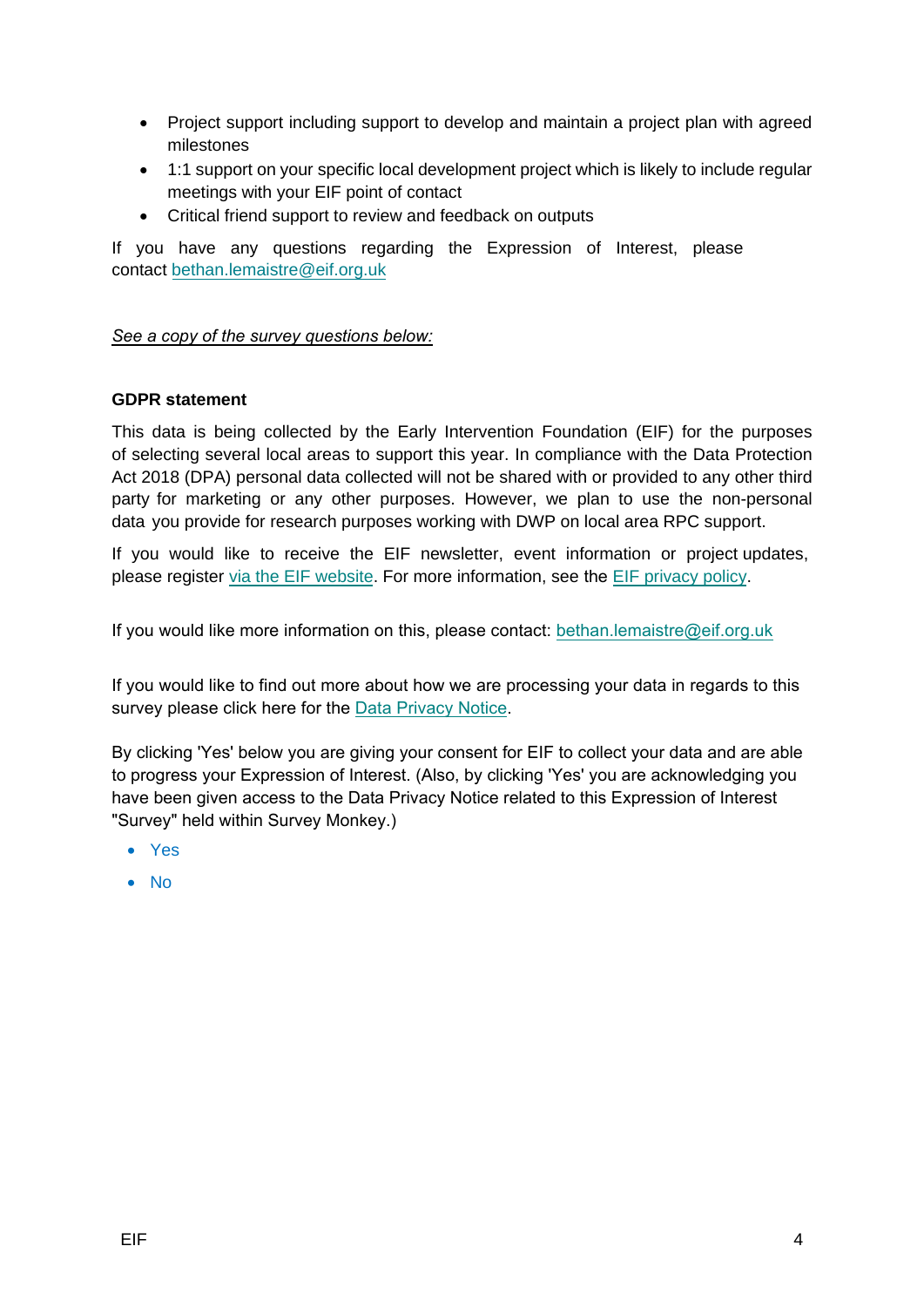- Project support including support to develop and maintain a project plan with agreed milestones
- 1:1 support on your specific local development project which is likely to include regular meetings with your EIF point of contact
- Critical friend support to review and feedback on outputs

If you have any questions regarding the Expression of Interest, please contact bethan.lemaistre@eif.org.uk

*See a copy of the survey questions below:*

**GDPR statement**

This data is being collected by the Early Intervention Foundation (EIF) for the purposes of selecting several local areas to support this year. In compliance with the Data Protection Act 2018 (DPA) personal data collected will not be shared with or provided to any other third party for marketing or any other purposes. However, we plan to use the non-personal data you provide for research purposes working with DWP on local area RPC support.

If you would like to receive the EIF newsletter, event information or project updates, please register via the EIF website. For more information, see the EIF privacy policy.

If you would like more information on this, please contact: bethan.lemaistre@eif.org.uk

If you would like to find out more about how we are processing your data in regards to this survey please click here for the Data Privacy Notice.

By clicking 'Yes' below you are giving your consent for EIF to collect your data and are able to progress your Expression of Interest. (Also, by clicking 'Yes' you are acknowledging you have been given access to the Data Privacy Notice related to this Expression of Interest "Survey" held within Survey Monkey.)

- Yes
- No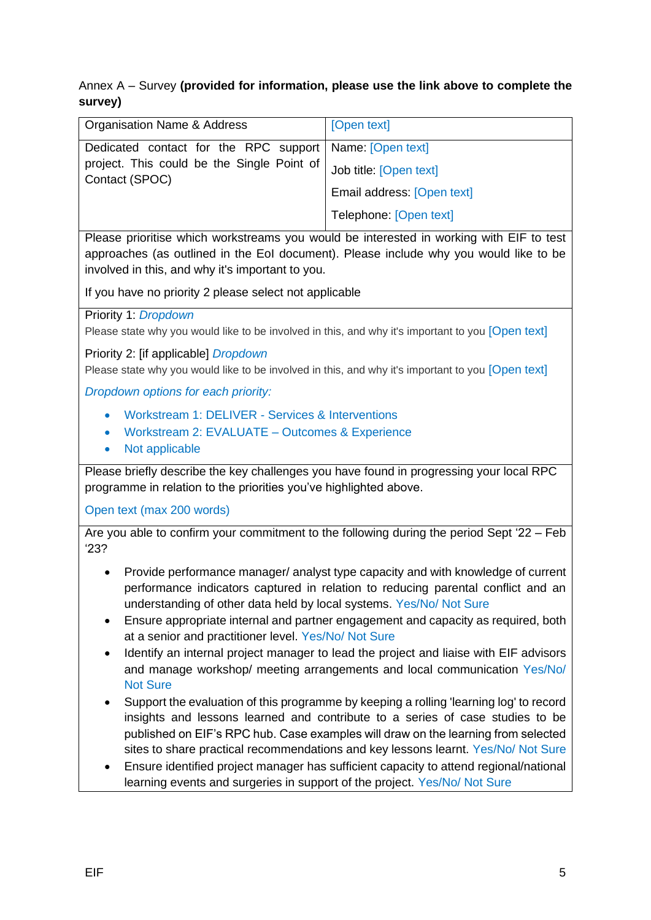Annex A – Survey **(provided for information, please use the link above to complete the survey)**

| Organisation Name & Address | [Open text] |
|---|---|
| Dedicated contact for the RPC support project. This could be the Single Point of Contact (SPOC) | Name: [Open text]<br><br>Job title: [Open text]<br><br>Email address: [Open text]<br><br>Telephone: [Open text] |

Please prioritise which workstreams you would be interested in working with EIF to test approaches (as outlined in the EoI document). Please include why you would like to be involved in this, and why it's important to you.

If you have no priority 2 please select not applicable

Priority 1: *Dropdown*

Please state why you would like to be involved in this, and why it's important to you [Open text]

Priority 2: [if applicable] *Dropdown*

Please state why you would like to be involved in this, and why it's important to you [Open text]

*Dropdown options for each priority:*

- Workstream 1: DELIVER - Services & Interventions
- Workstream 2: EVALUATE – Outcomes & Experience
- Not applicable

Please briefly describe the key challenges you have found in progressing your local RPC programme in relation to the priorities you've highlighted above.

Open text (max 200 words)

Are you able to confirm your commitment to the following during the period Sept '22 – Feb '23?

- Provide performance manager/ analyst type capacity and with knowledge of current performance indicators captured in relation to reducing parental conflict and an understanding of other data held by local systems. Yes/No/ Not Sure
- Ensure appropriate internal and partner engagement and capacity as required, both at a senior and practitioner level. Yes/No/ Not Sure
- Identify an internal project manager to lead the project and liaise with EIF advisors and manage workshop/ meeting arrangements and local communication Yes/No/ Not Sure
- Support the evaluation of this programme by keeping a rolling 'learning log' to record insights and lessons learned and contribute to a series of case studies to be published on EIF's RPC hub. Case examples will draw on the learning from selected sites to share practical recommendations and key lessons learnt. Yes/No/ Not Sure
- Ensure identified project manager has sufficient capacity to attend regional/national learning events and surgeries in support of the project. Yes/No/ Not Sure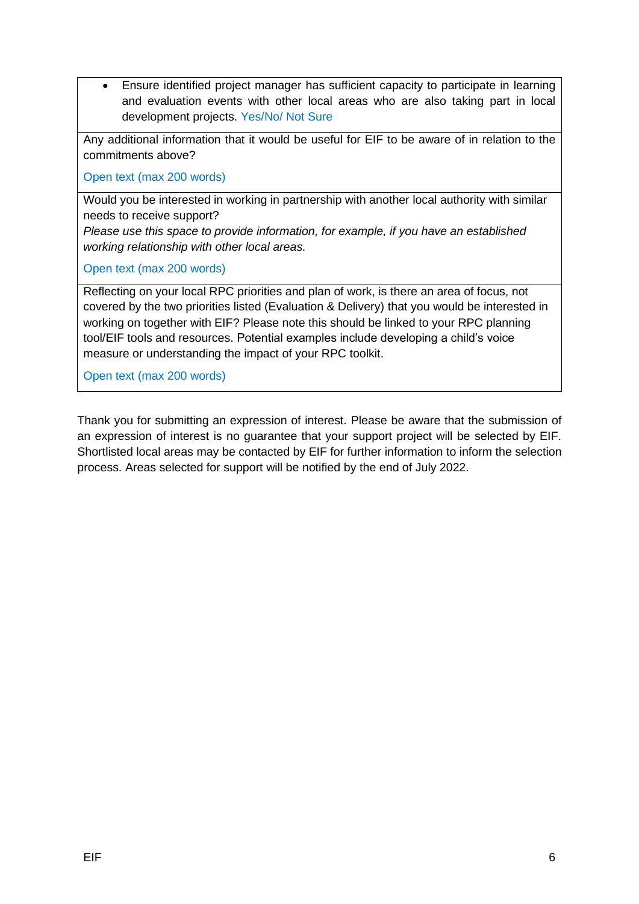| |
|---|
| - Ensure identified project manager has sufficient capacity to participate in learning and evaluation events with other local areas who are also taking part in local development projects. Yes/No/ Not Sure |
| Any additional information that it would be useful for EIF to be aware of in relation to the commitments above?<br><br>Open text (max 200 words) |
| Would you be interested in working in partnership with another local authority with similar needs to receive support?<br>*Please use this space to provide information, for example, if you have an established working relationship with other local areas.*<br><br>Open text (max 200 words) |
| Reflecting on your local RPC priorities and plan of work, is there an area of focus, not covered by the two priorities listed (Evaluation & Delivery) that you would be interested in working on together with EIF? Please note this should be linked to your RPC planning tool/EIF tools and resources. Potential examples include developing a child's voice measure or understanding the impact of your RPC toolkit.<br><br>Open text (max 200 words) |

Thank you for submitting an expression of interest. Please be aware that the submission of an expression of interest is no guarantee that your support project will be selected by EIF. Shortlisted local areas may be contacted by EIF for further information to inform the selection process. Areas selected for support will be notified by the end of July 2022.